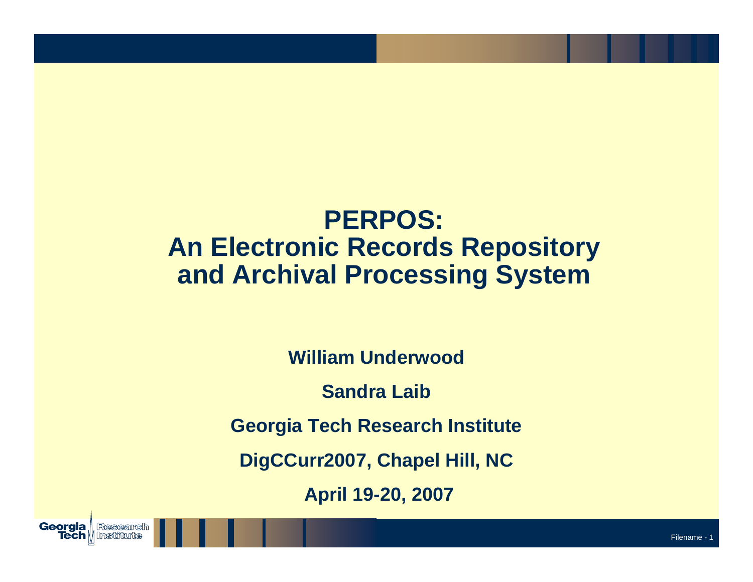# PERPOS: An Electronic Records Repository and Archival Processing System

**William Underwood**

**Sandra Laib**

**Georgia Tech Research Institute**

**DigCCurr2007, Chapel Hill, NC**

**April 19-20, 2007**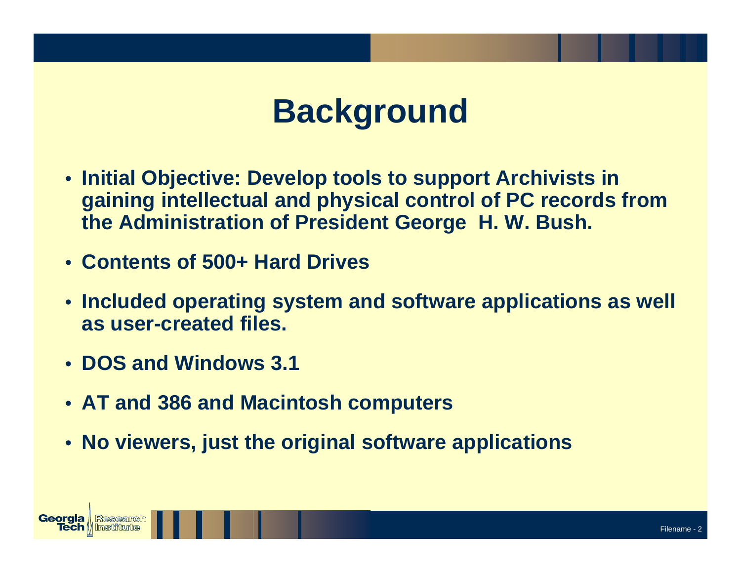# Background

- **Initial Objective: Develop tools to support Archivists in gaining intellectual and physical control of PC records from the Administration of President George H. W. Bush.**
- **Contents of 500+ Hard Drives**
- **Included operating system and software applications as well as user-created files.**
- **DOS and Windows 3.1**
- **AT and 386 and Macintosh computers**
- **No viewers, just the original software applications**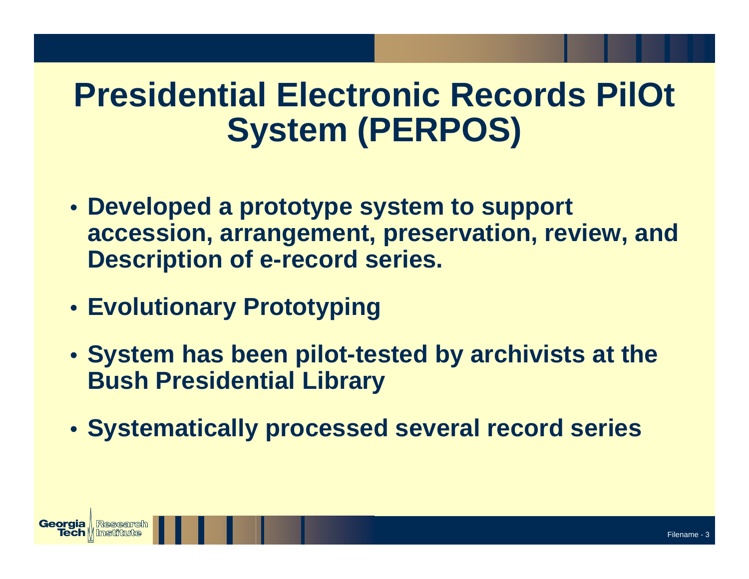# Presidential Electronic Records PilOt System (PERPOS)

- Developed a prototype system to support accession, arrangement, preservation, review, and Description of e-record series.
- Evolutionary Prototyping
- System has been pilot-tested by archivists at the Bush Presidential Library
- Systematically processed several record series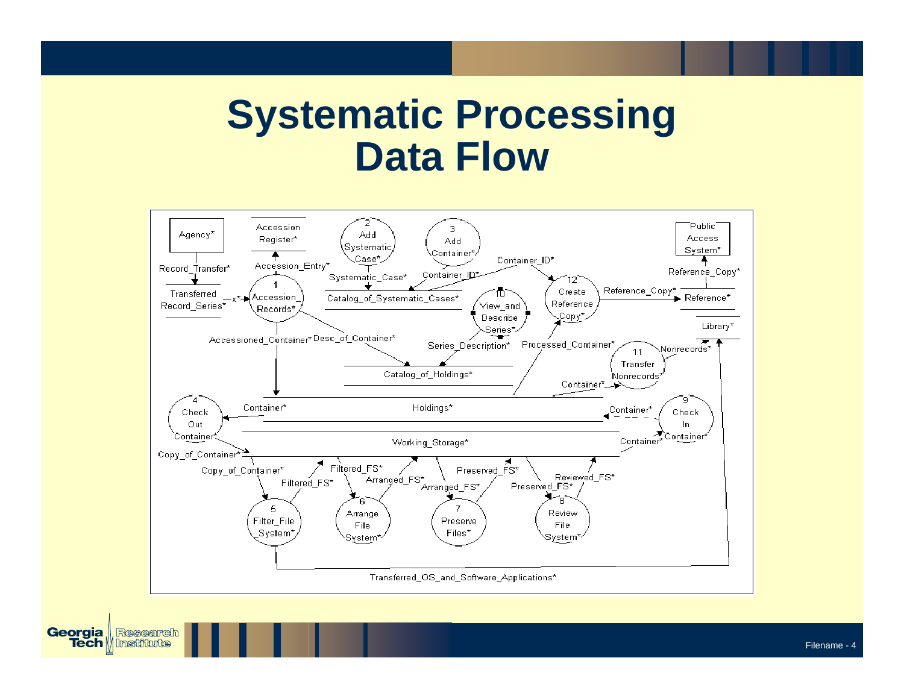# Systematic Processing Data Flow

Agency*

Record_Transfer*

Transferred Record_Series*

Accession Register*

Accession_Entry*

1 Accession_Records*

x*

2 Add Systematic Case*

Systematic_Case*

3 Add Container*

Container_ID*

Catalog_of_Systematic_Cases*

Container_ID*

10 View_and Describe Series*

12 Create Reference Copy*

Reference_Copy*

Public Access System*

Reference_Copy*

Reference*

Library*

Accessioned_Container*

Desc_of_Container*

Series_Description*

Processed_Container*

11 Transfer Nonrecords*

Nonrecords*

Catalog_of_Holdings*

Container*

Holdings*

4 Check Out Container*

Container*

9 Check In Container*

Container*

Working_Storage*

Container*

Copy_of_Container*

Copy_of_Container*

Filtered_FS*

Filtered_FS*

Arranged_FS*

Arranged_FS*

Preserved_FS*

Preserved_FS*

Reviewed_FS*

5 Filter_File System*

6 Arrange File System*

7 Preserve Files*

8 Review File System*

Transferred_OS_and_Software_Applications*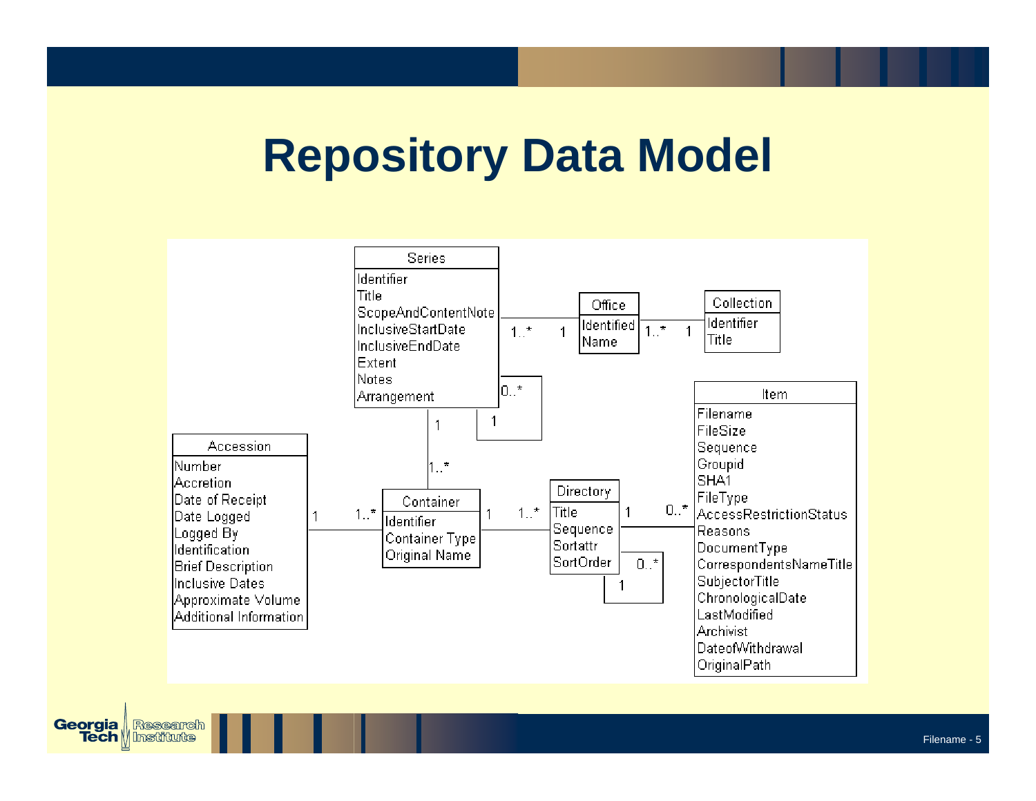# Repository Data Model

**Series**
- Identifier
- Title
- ScopeAndContentNote
- InclusiveStartDate
- InclusiveEndDate
- Extent
- Notes
- Arrangement

**Office**
- Identified
- Name

**Collection**
- Identifier
- Title

**Accession**
- Number
- Accretion
- Date of Receipt
- Date Logged
- Logged By
- Identification
- Brief Description
- Inclusive Dates
- Approximate Volume
- Additional Information

**Container**
- Identifier
- Container Type
- Original Name

**Directory**
- Title
- Sequence
- Sortattr
- SortOrder

**Item**
- Filename
- FileSize
- Sequence
- Groupid
- SHA1
- FileType
- AccessRestrictionStatus
- Reasons
- DocumentType
- CorrespondentsNameTitle
- SubjectorTitle
- ChronologicalDate
- LastModified
- Archivist
- DateofWithdrawal
- OriginalPath

Relationships:
- Series 1..* — 1 Office
- Office 1..* — 1 Collection
- Series 0..* — 1 Series (self)
- Series 1 — 1..* Container
- Accession 1 — 1..* Container
- Container 1 — 1..* Directory
- Directory 1 — 0..* Item
- Directory 0..* — 1 Directory (self)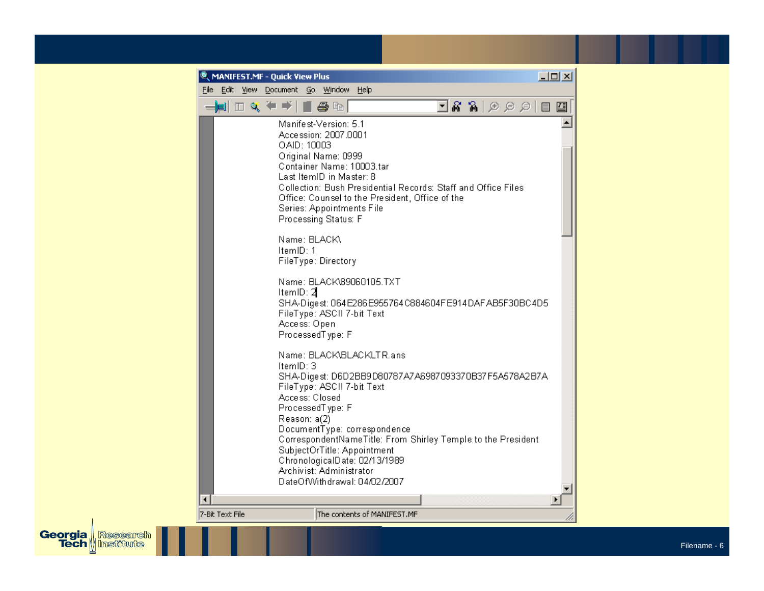MANIFEST.MF - Quick View Plus

File Edit View Document Go Window Help

```
Manifest-Version: 5.1
Accession: 2007.0001
OAID: 10003
Original Name: 0999
Container Name: 10003.tar
Last ItemID in Master: 8
Collection: Bush Presidential Records: Staff and Office Files
Office: Counsel to the President, Office of the
Series: Appointments File
Processing Status: F

Name: BLACK\
ItemID: 1
FileType: Directory

Name: BLACK\89060105.TXT
ItemID: 2
SHA-Digest: 064E286E955764C884604FE914DAFAB5F30BC4D5
FileType: ASCII 7-bit Text
Access: Open
ProcessedType: F

Name: BLACK\BLACKLTR.ans
ItemID: 3
SHA-Digest: D6D2BB9D80787A7A6987093370B37F5A578A2B7A
FileType: ASCII 7-bit Text
Access: Closed
ProcessedType: F
Reason: a(2)
DocumentType: correspondence
CorrespondentNameTitle: From Shirley Temple to the President
SubjectOrTitle: Appointment
ChronologicalDate: 02/13/1989
Archivist: Administrator
DateOfWithdrawal: 04/02/2007
```

7-Bit Text File | The contents of MANIFEST.MF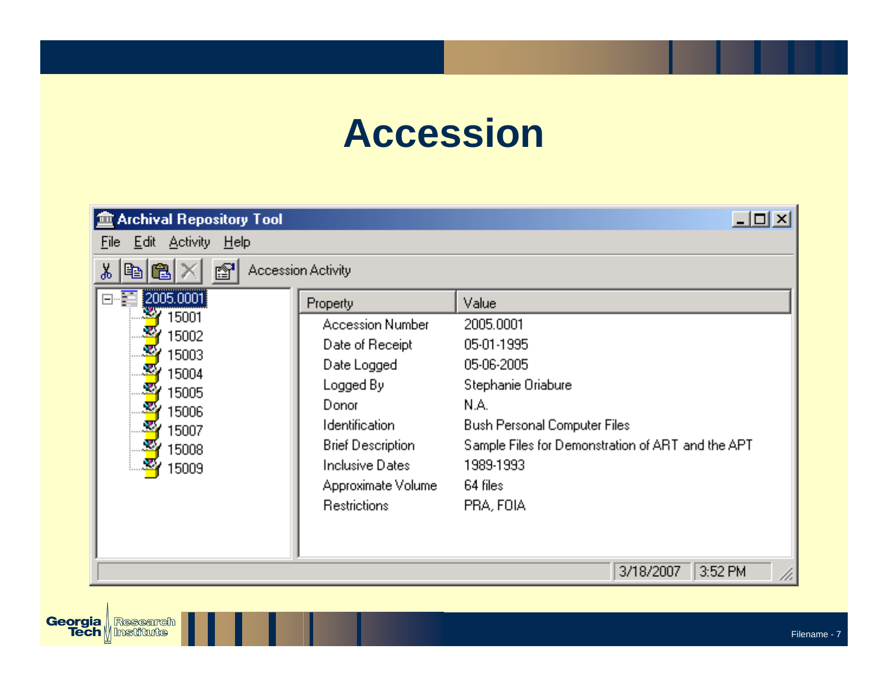# Accession

**Archival Repository Tool**

File Edit Activity Help

Accession Activity

- 2005.0001
  - 15001
  - 15002
  - 15003
  - 15004
  - 15005
  - 15006
  - 15007
  - 15008
  - 15009

| Property | Value |
| --- | --- |
| Accession Number | 2005.0001 |
| Date of Receipt | 05-01-1995 |
| Date Logged | 05-06-2005 |
| Logged By | Stephanie Oriabure |
| Donor | N.A. |
| Identification | Bush Personal Computer Files |
| Brief Description | Sample Files for Demonstration of ART and the APT |
| Inclusive Dates | 1989-1993 |
| Approximate Volume | 64 files |
| Restrictions | PRA, FOIA |

3/18/2007 3:52 PM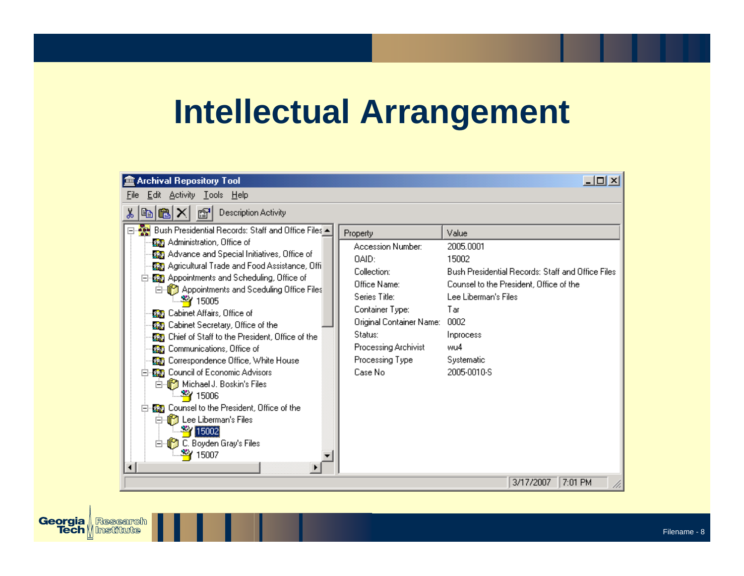# Intellectual Arrangement

**Archival Repository Tool**

File Edit Activity Tools Help

Description Activity

- Bush Presidential Records: Staff and Office Files
  - Administration, Office of
  - Advance and Special Initiatives, Office of
  - Agricultural Trade and Food Assistance, Offi
  - Appointments and Scheduling, Office of
    - Appointments and Sceduling Office Files
      - 15005
  - Cabinet Affairs, Office of
  - Cabinet Secretary, Office of the
  - Chief of Staff to the President, Office of the
  - Communications, Office of
  - Correspondence Office, White House
  - Council of Economic Advisors
    - Michael J. Boskin's Files
      - 15006
  - Counsel to the President, Office of the
    - Lee Liberman's Files
      - 15002
    - C. Boyden Gray's Files
      - 15007

| Property | Value |
| --- | --- |
| Accession Number: | 2005.0001 |
| OAID: | 15002 |
| Collection: | Bush Presidential Records: Staff and Office Files |
| Office Name: | Counsel to the President, Office of the |
| Series Title: | Lee Liberman's Files |
| Container Type: | Tar |
| Original Container Name: | 0002 |
| Status: | Inprocess |
| Processing Archivist | wu4 |
| Processing Type | Systematic |
| Case No | 2005-0010-S |

3/17/2007 7:01 PM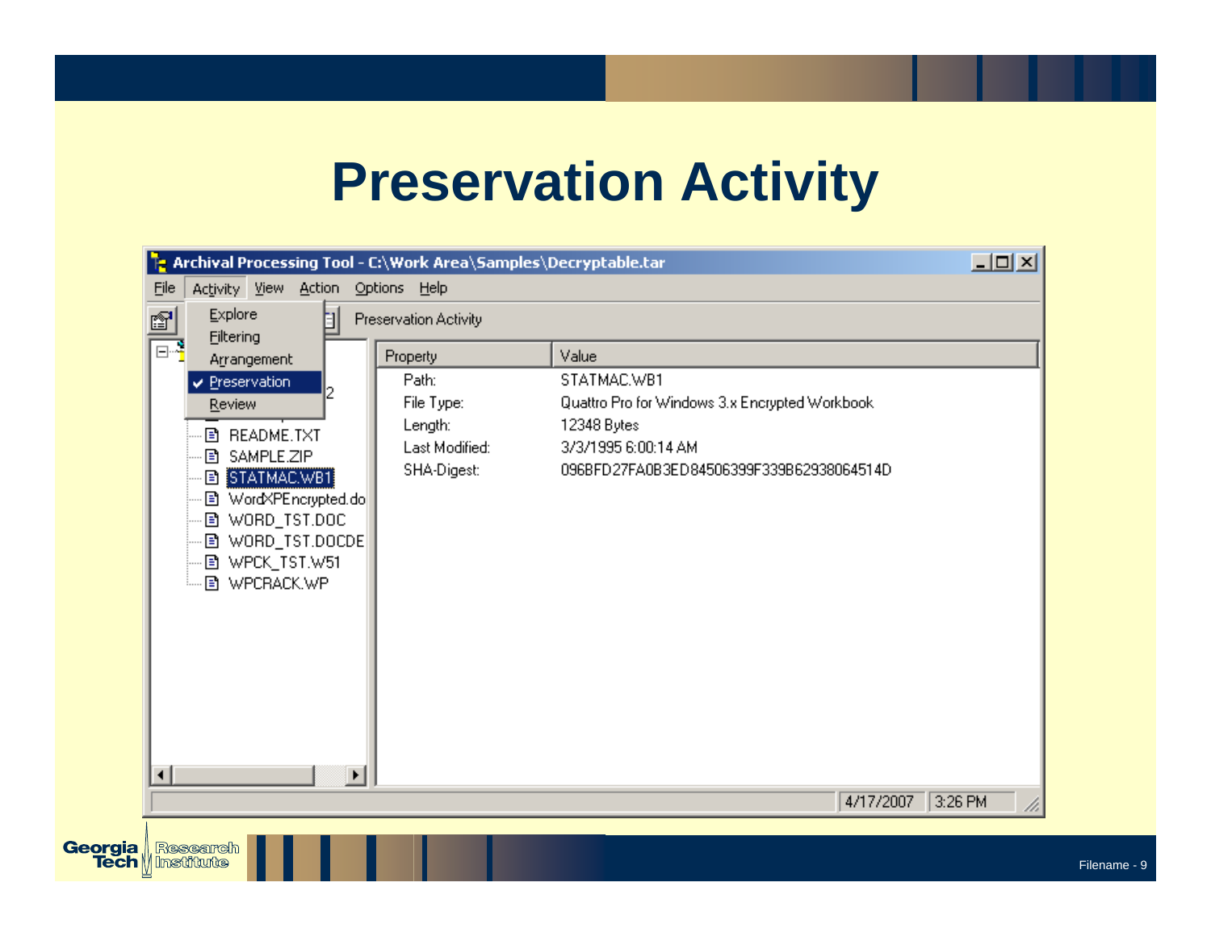# Preservation Activity

Archival Processing Tool - C:\Work Area\Samples\Decryptable.tar

File Activity View Action Options Help

- Explore
- Filtering
- Arrangement
- ✔ Preservation
- Review

Preservation Activity

- README.TXT
- SAMPLE.ZIP
- STATMAC.WB1
- WordXPEncrypted.do
- WORD_TST.DOC
- WORD_TST.DOCDE
- WPCK_TST.W51
- WPCRACK.WP

| Property | Value |
| --- | --- |
| Path: | STATMAC.WB1 |
| File Type: | Quattro Pro for Windows 3.x Encrypted Workbook |
| Length: | 12348 Bytes |
| Last Modified: | 3/3/1995 6:00:14 AM |
| SHA-Digest: | 096BFD27FA0B3ED84506399F339B62938064514D |

4/17/2007 3:26 PM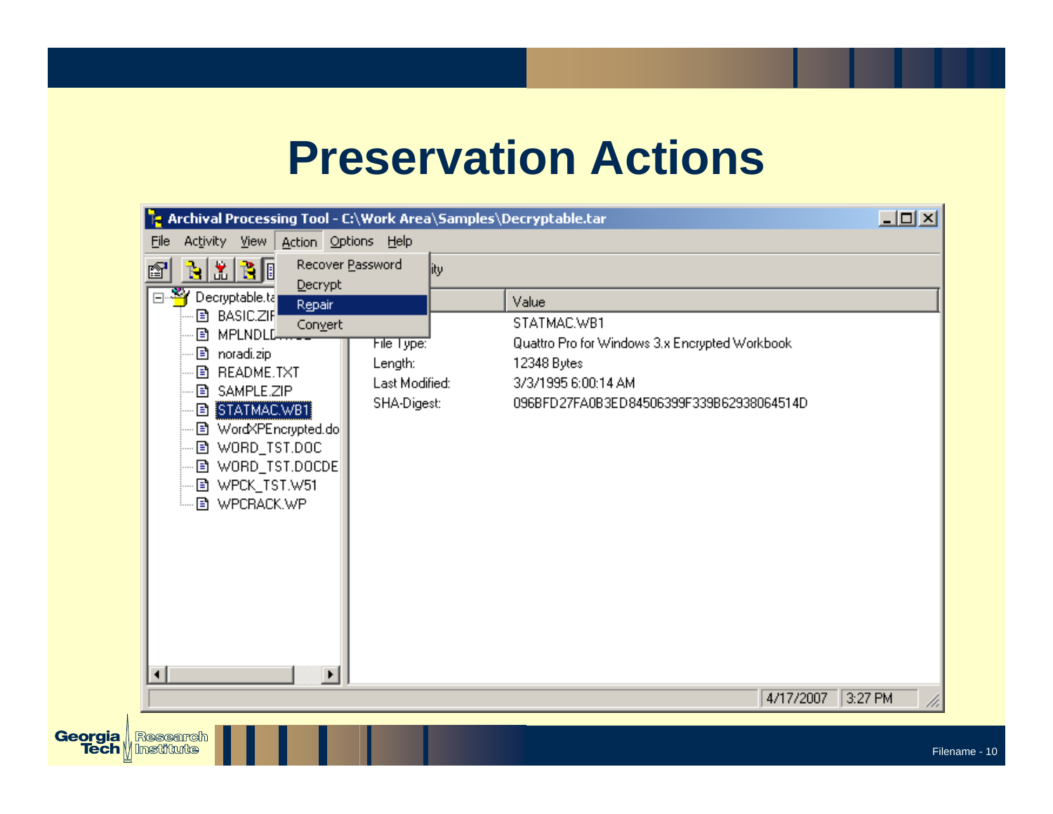# Preservation Actions

Archival Processing Tool - C:\Work Area\Samples\Decryptable.tar

File Activity View Action Options Help

- Recover Password
- Decrypt
- Repair
- Convert

- Decryptable.tar
  - BASIC.ZIP
  - MPLNDLD
  - noradi.zip
  - README.TXT
  - SAMPLE.ZIP
  - STATMAC.WB1
  - WordXPEncrypted.do
  - WORD_TST.DOC
  - WORD_TST.DOCDE
  - WPCK_TST.W51
  - WPCRACK.WP

| | Value |
|---|---|
| | STATMAC.WB1 |
| File Type: | Quattro Pro for Windows 3.x Encrypted Workbook |
| Length: | 12348 Bytes |
| Last Modified: | 3/3/1995 6:00:14 AM |
| SHA-Digest: | 096BFD27FA0B3ED84506399F339B62938064514D |

4/17/2007 3:27 PM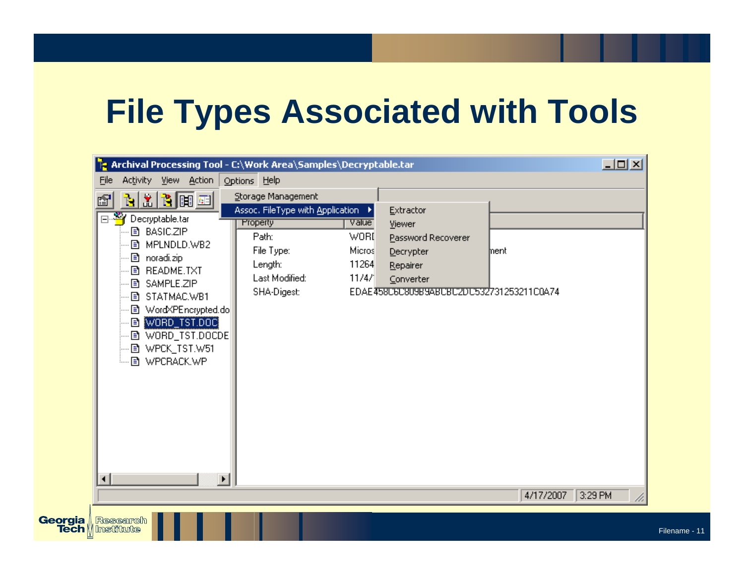# File Types Associated with Tools

Archival Processing Tool - C:\Work Area\Samples\Decryptable.tar

File Activity View Action Options Help

Storage Management

Assoc. FileType with Application

- Extractor
- Viewer
- Password Recoverer
- Decrypter
- Repairer
- Converter

Decryptable.tar
- BASIC.ZIP
- MPLNDLD.WB2
- noradi.zip
- README.TXT
- SAMPLE.ZIP
- STATMAC.WB1
- WordXPEncrypted.do
- WORD_TST.DOC
- WORD_TST.DOCDE
- WPCK_TST.W51
- WPCRACK.WP

| Property | Value |
|---|---|
| Path: | WORI |
| File Type: | Micros ... ment |
| Length: | 11264 |
| Last Modified: | 11/4/ |
| SHA-Digest: | EDAE458C6C809B9ABCBC2DC532731253211C0A74 |

4/17/2007 3:29 PM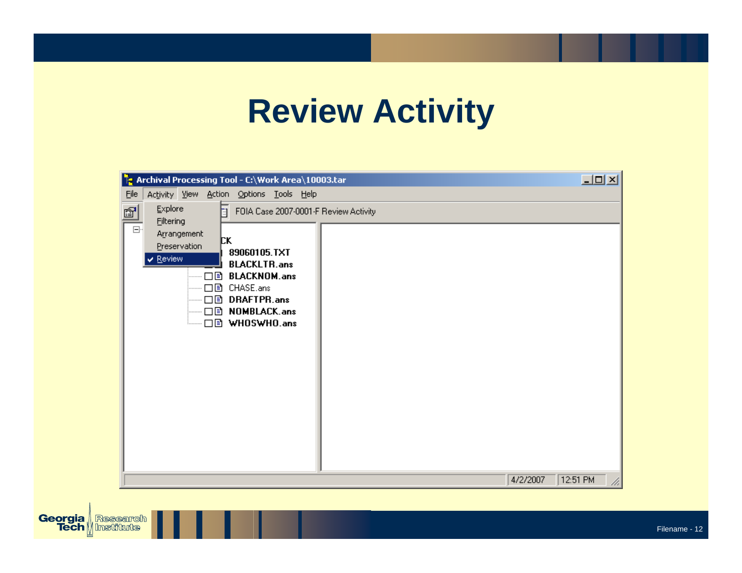# Review Activity

Archival Processing Tool - C:\Work Area\10003.tar

File Activity View Action Options Tools Help

- Explore
- Filtering
- Arrangement
- Preservation
- ✔ Review

FOIA Case 2007-0001-F Review Activity

CK
- 89060105.TXT
- BLACKLTR.ans
- BLACKNOM.ans
- CHASE.ans
- DRAFTPR.ans
- NOMBLACK.ans
- WHOSWHO.ans

4/2/2007 12:51 PM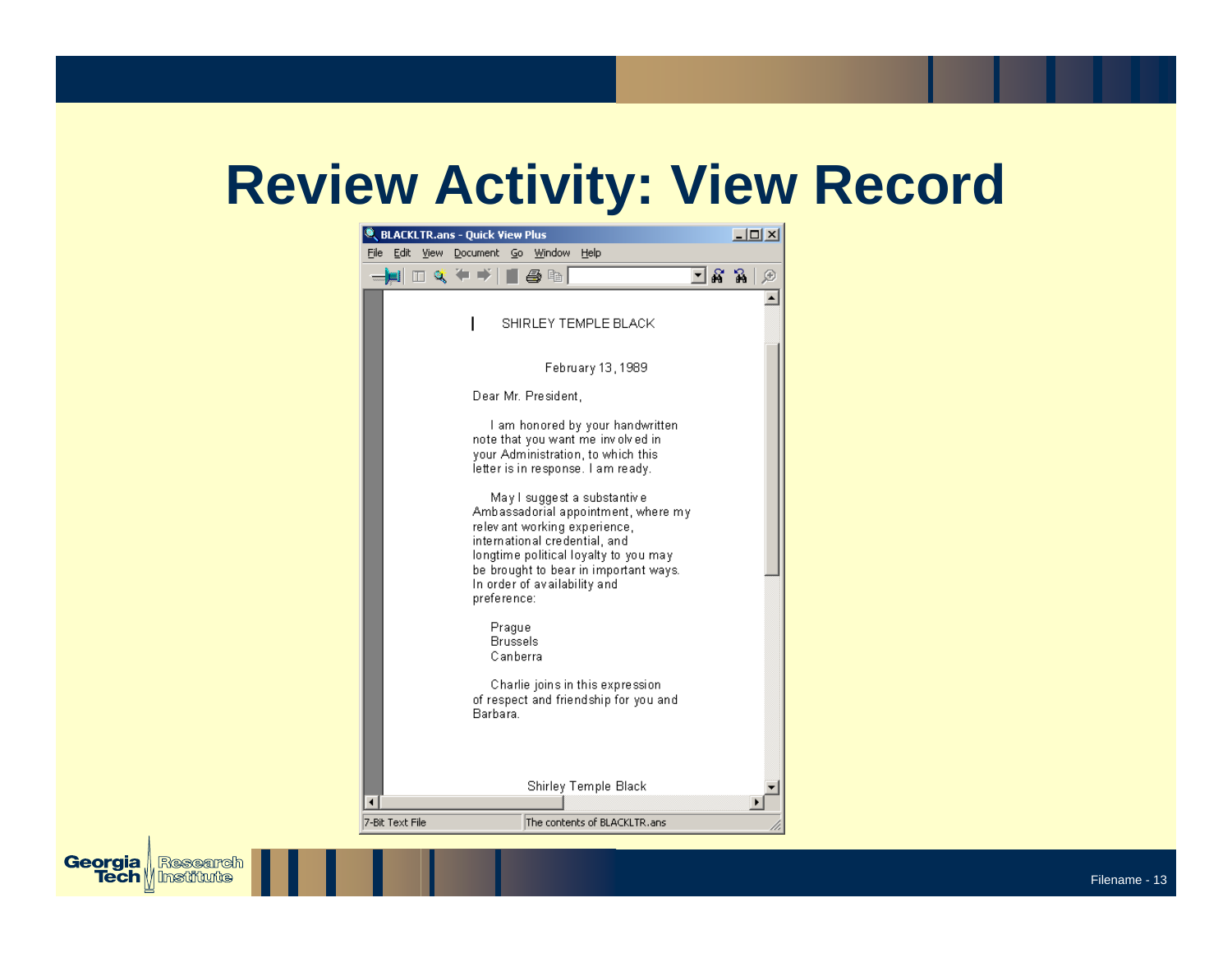# Review Activity: View Record

BLACKLTR.ans - Quick View Plus

File Edit View Document Go Window Help

SHIRLEY TEMPLE BLACK

February 13, 1989

Dear Mr. President,

I am honored by your handwritten note that you want me involved in your Administration, to which this letter is in response. I am ready.

May I suggest a substantive Ambassadorial appointment, where my relevant working experience, international credential, and longtime political loyalty to you may be brought to bear in important ways. In order of availability and preference:

Prague
Brussels
Canberra

Charlie joins in this expression of respect and friendship for you and Barbara.

Shirley Temple Black

7-Bit Text File | The contents of BLACKLTR.ans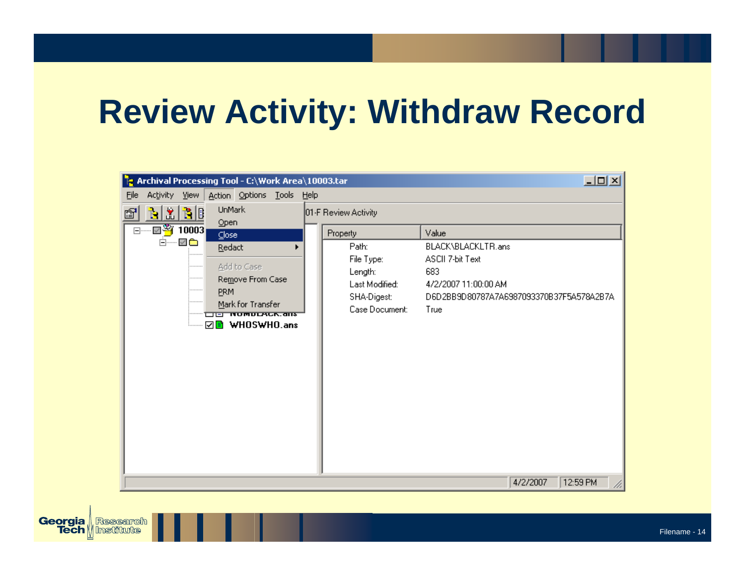# Review Activity: Withdraw Record

Archival Processing Tool - C:\Work Area\10003.tar

File Activity View Action Options Tools Help

- UnMark
- Open
- Close
- Redact
- Add to Case
- Remove From Case
- PRM
- Mark for Transfer

01-F Review Activity

10003

NUMBLACK.ans

WHOSWHO.ans

| Property | Value |
|---|---|
| Path: | BLACK\BLACKLTR.ans |
| File Type: | ASCII 7-bit Text |
| Length: | 683 |
| Last Modified: | 4/2/2007 11:00:00 AM |
| SHA-Digest: | D6D2BB9D80787A7A6987093370B37F5A578A2B7A |
| Case Document: | True |

4/2/2007 12:59 PM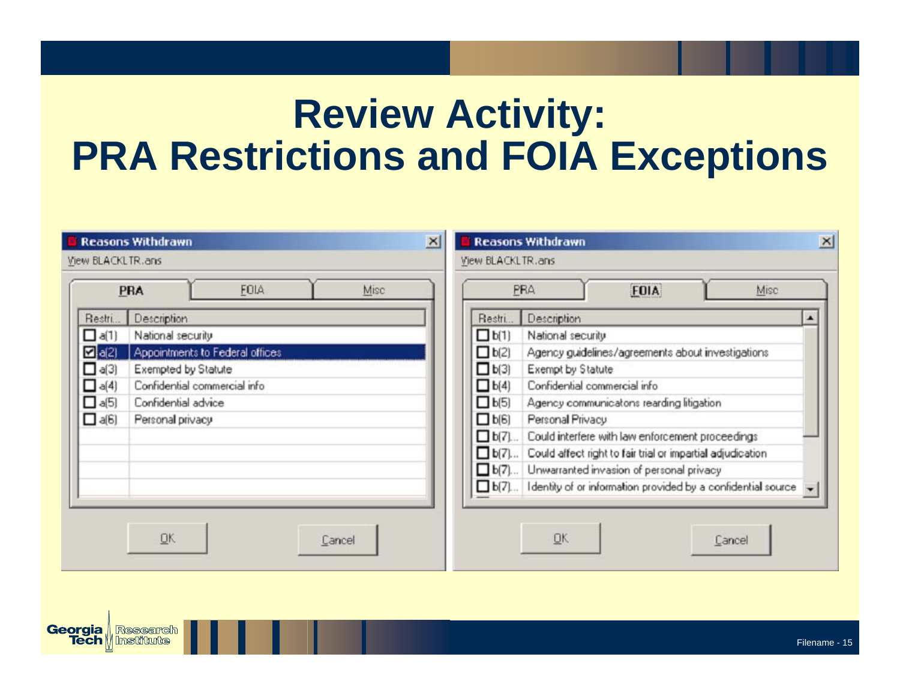# Review Activity: PRA Restrictions and FOIA Exceptions

**Reasons Withdrawn**

View BLACKLTR.ans

PRA | FOIA | Misc

| Restri... | Description |
|---|---|
| ☐ a(1) | National security |
| ☑ a(2) | Appointments to Federal offices |
| ☐ a(3) | Exempted by Statute |
| ☐ a(4) | Confidential commercial info |
| ☐ a(5) | Confidential advice |
| ☐ a(6) | Personal privacy |

OK | Cancel

**Reasons Withdrawn**

View BLACKLTR.ans

PRA | FOIA | Misc

| Restri... | Description |
|---|---|
| ☐ b(1) | National security |
| ☐ b(2) | Agency guidelines/agreements about investigations |
| ☐ b(3) | Exempt by Statute |
| ☐ b(4) | Confidential commercial info |
| ☐ b(5) | Agency communicatons rearding litigation |
| ☐ b(6) | Personal Privacy |
| ☐ b(7)... | Could interfere with law enforcement proceedings |
| ☐ b(7)... | Could affect right to fair trial or impartial adjudication |
| ☐ b(7)... | Unwarranted invasion of personal privacy |
| ☐ b(7)... | Identity of or information provided by a confidential source |

OK | Cancel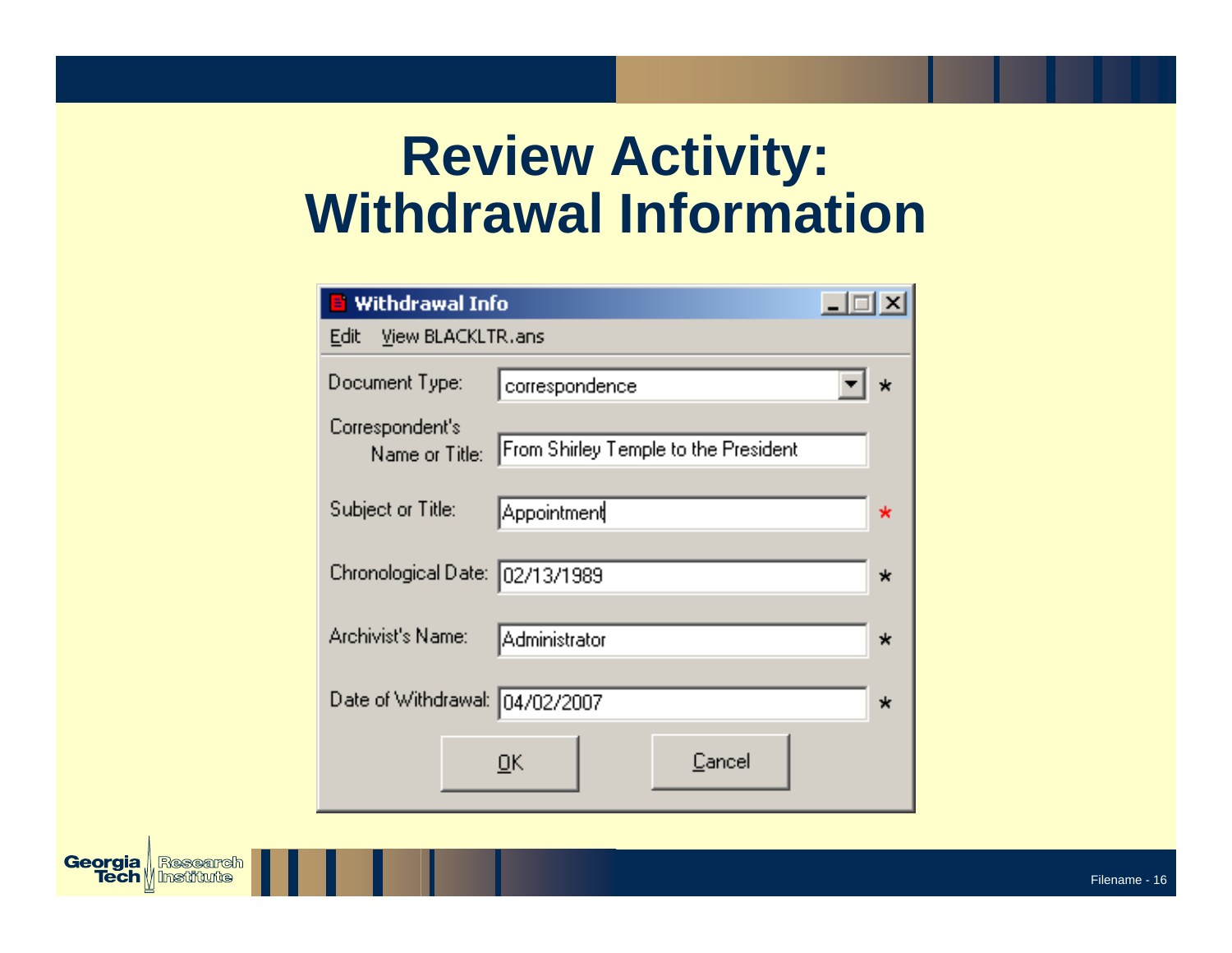# Review Activity: Withdrawal Information

**Withdrawal Info**

Edit View BLACKLTR.ans

| Field | Value | Required |
|---|---|---|
| Document Type: | correspondence | * |
| Correspondent's Name or Title: | From Shirley Temple to the President | |
| Subject or Title: | Appointment | * |
| Chronological Date: | 02/13/1989 | * |
| Archivist's Name: | Administrator | * |
| Date of Withdrawal: | 04/02/2007 | * |

OK Cancel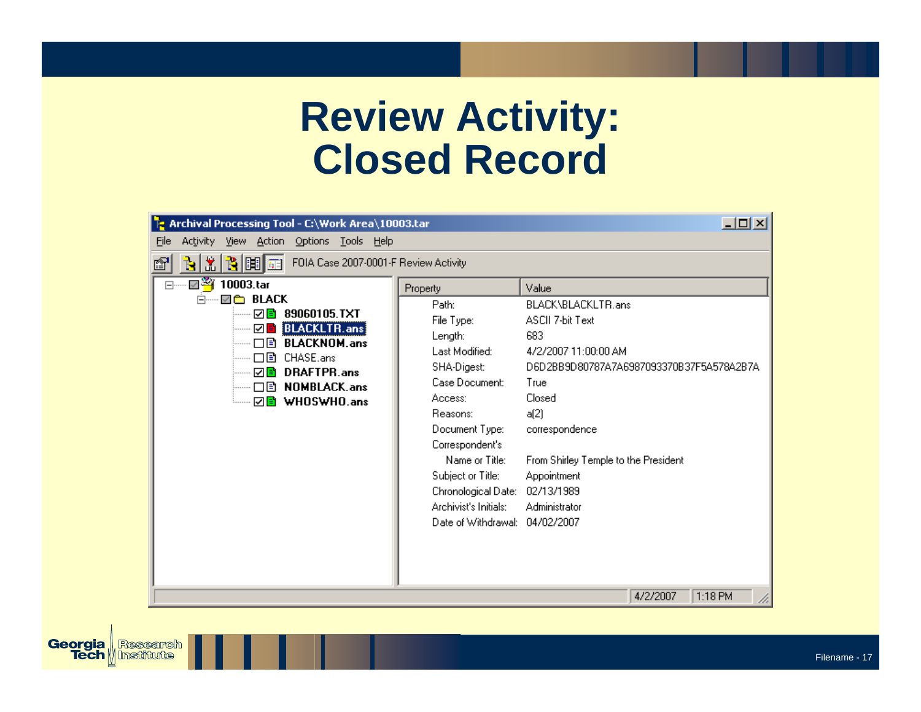# Review Activity: Closed Record

**Archival Processing Tool - C:\Work Area\10003.tar**

File  Activity  View  Action  Options  Tools  Help

FOIA Case 2007-0001-F Review Activity

- 10003.tar
  - BLACK
    - 89060105.TXT
    - BLACKLTR.ans
    - BLACKNOM.ans
    - CHASE.ans
    - DRAFTPR.ans
    - NOMBLACK.ans
    - WHOSWHO.ans

| Property | Value |
|---|---|
| Path: | BLACK\BLACKLTR.ans |
| File Type: | ASCII 7-bit Text |
| Length: | 683 |
| Last Modified: | 4/2/2007 11:00:00 AM |
| SHA-Digest: | D6D2BB9D80787A7A6987093370B37F5A578A2B7A |
| Case Document: | True |
| Access: | Closed |
| Reasons: | a(2) |
| Document Type: | correspondence |
| Correspondent's Name or Title: | From Shirley Temple to the President |
| Subject or Title: | Appointment |
| Chronological Date: | 02/13/1989 |
| Archivist's Initials: | Administrator |
| Date of Withdrawal: | 04/02/2007 |

4/2/2007  1:18 PM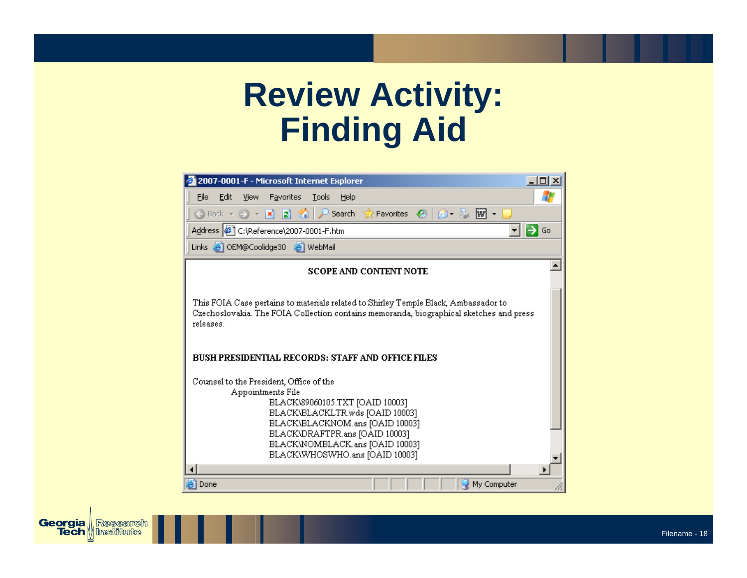# Review Activity: Finding Aid

2007-0001-F - Microsoft Internet Explorer

Address: C:\Reference\2007-0001-F.htm

**SCOPE AND CONTENT NOTE**

This FOIA Case pertains to materials related to Shirley Temple Black, Ambassador to Czechoslovakia. The FOIA Collection contains memoranda, biographical sketches and press releases.

**BUSH PRESIDENTIAL RECORDS: STAFF AND OFFICE FILES**

Counsel to the President, Office of the

- Appointments File
  - BLACK\89060105.TXT [OAID 10003]
  - BLACK\BLACKLTR.wds [OAID 10003]
  - BLACK\BLACKNOM.ans [OAID 10003]
  - BLACK\DRAFTPR.ans [OAID 10003]
  - BLACK\NOMBLACK.ans [OAID 10003]
  - BLACK\WHOSWHO.ans [OAID 10003]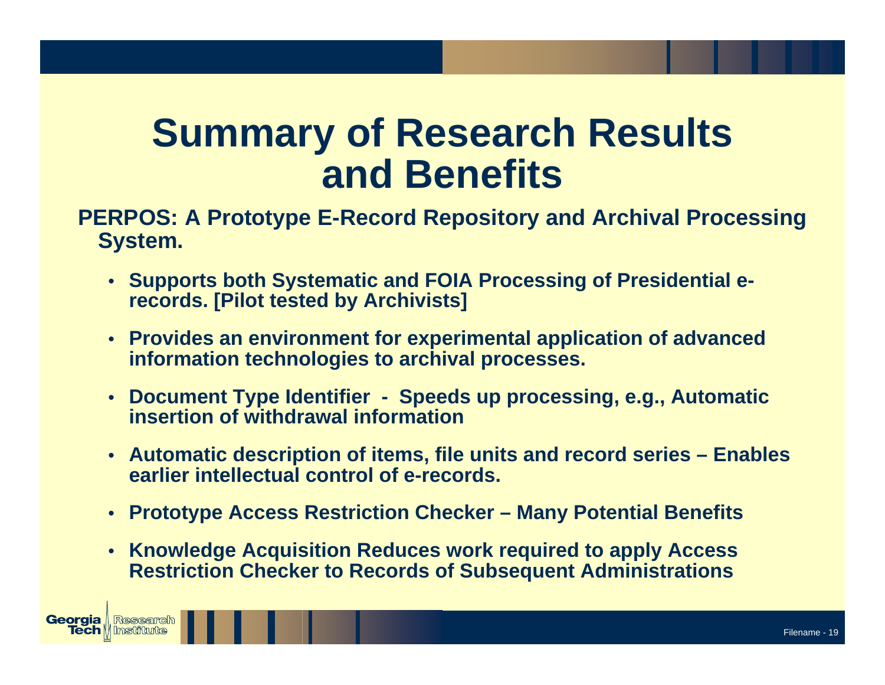# Summary of Research Results and Benefits

**PERPOS: A Prototype E-Record Repository and Archival Processing System.**

- **Supports both Systematic and FOIA Processing of Presidential e-records. [Pilot tested by Archivists]**
- **Provides an environment for experimental application of advanced information technologies to archival processes.**
- **Document Type Identifier - Speeds up processing, e.g., Automatic insertion of withdrawal information**
- **Automatic description of items, file units and record series – Enables earlier intellectual control of e-records.**
- **Prototype Access Restriction Checker – Many Potential Benefits**
- **Knowledge Acquisition Reduces work required to apply Access Restriction Checker to Records of Subsequent Administrations**